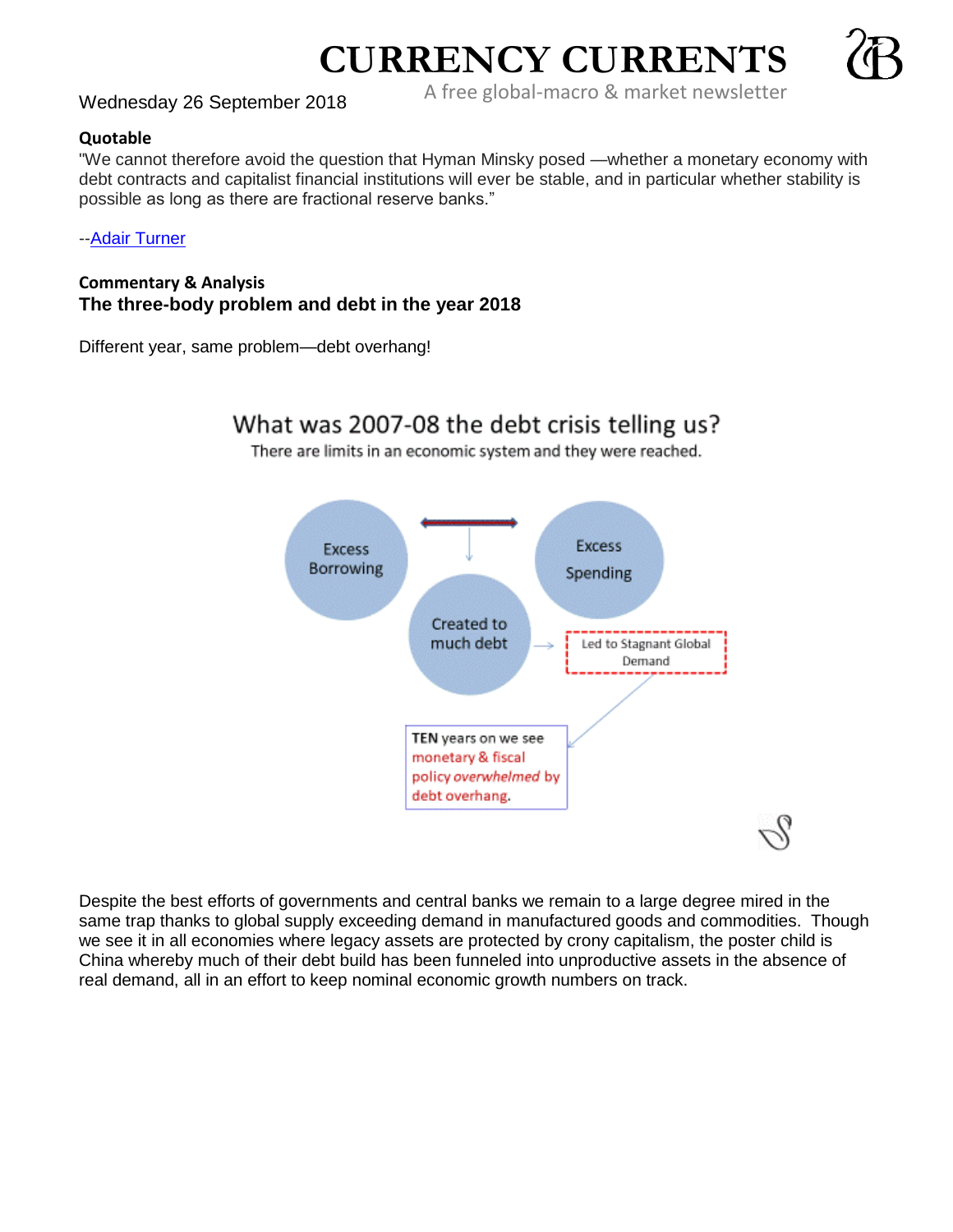# CURRENCY CURRENTS

A free global-macro & market newsletter

Wednesday 26 September 2018

**Quotable**

"We cannot therefore avoid the question that Hyman Minsky posed —whether a monetary economy with debt contracts and capitalist financial institutions will ever be stable, and in particular whether stability is possible as long as there are fractional reserve banks."

--[Adair Turner]

**Commentary & Analysis**

## The three-body problem and debt in the year 2018

Different year, same problem—debt overhang!

What was 2007-08 the debt crisis telling us?

There are limits in an economic system and they were reached.

Excess Borrowing

Excess Spending

Created to much debt

Led to Stagnant Global Demand

TEN years on we see monetary & fiscal policy *overwhelmed* by debt overhang.

Despite the best efforts of governments and central banks we remain to a large degree mired in the same trap thanks to global supply exceeding demand in manufactured goods and commodities. Though we see it in all economies where legacy assets are protected by crony capitalism, the poster child is China whereby much of their debt build has been funneled into unproductive assets in the absence of real demand, all in an effort to keep nominal economic growth numbers on track.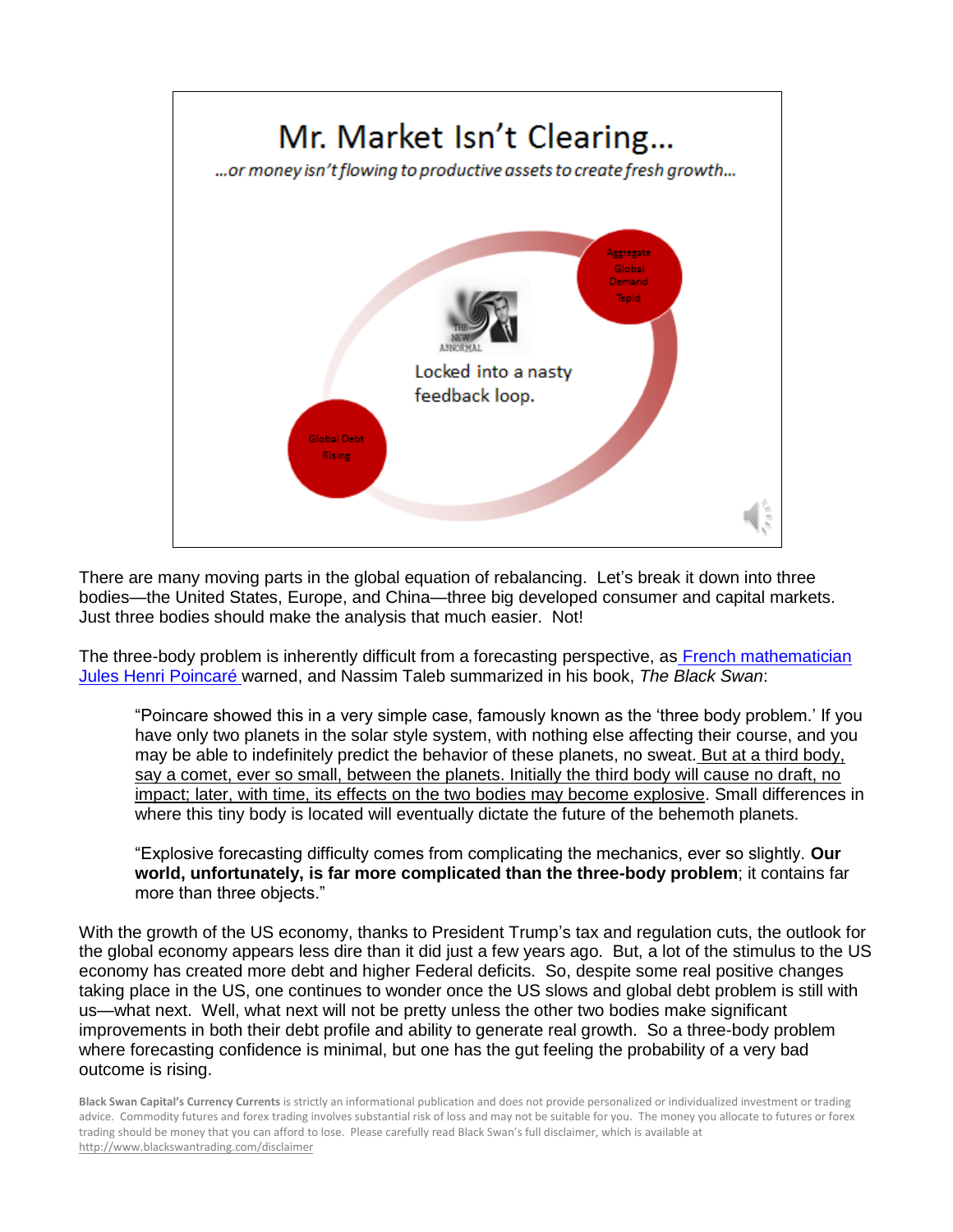# Mr. Market Isn't Clearing…

*…or money isn't flowing to productive assets to create fresh growth…*

Aggregate Global Demand Tepid

Global Debt Rising

Locked into a nasty feedback loop.

There are many moving parts in the global equation of rebalancing. Let's break it down into three bodies—the United States, Europe, and China—three big developed consumer and capital markets. Just three bodies should make the analysis that much easier. Not!

The three-body problem is inherently difficult from a forecasting perspective, as French mathematician Jules Henri Poincaré warned, and Nassim Taleb summarized in his book, *The Black Swan*:

> "Poincare showed this in a very simple case, famously known as the 'three body problem.' If you have only two planets in the solar style system, with nothing else affecting their course, and you may be able to indefinitely predict the behavior of these planets, no sweat. But at a third body, say a comet, ever so small, between the planets. Initially the third body will cause no draft, no impact; later, with time, its effects on the two bodies may become explosive. Small differences in where this tiny body is located will eventually dictate the future of the behemoth planets.
>
> "Explosive forecasting difficulty comes from complicating the mechanics, ever so slightly. **Our world, unfortunately, is far more complicated than the three-body problem**; it contains far more than three objects."

With the growth of the US economy, thanks to President Trump's tax and regulation cuts, the outlook for the global economy appears less dire than it did just a few years ago. But, a lot of the stimulus to the US economy has created more debt and higher Federal deficits. So, despite some real positive changes taking place in the US, one continues to wonder once the US slows and global debt problem is still with us—what next. Well, what next will not be pretty unless the other two bodies make significant improvements in both their debt profile and ability to generate real growth. So a three-body problem where forecasting confidence is minimal, but one has the gut feeling the probability of a very bad outcome is rising.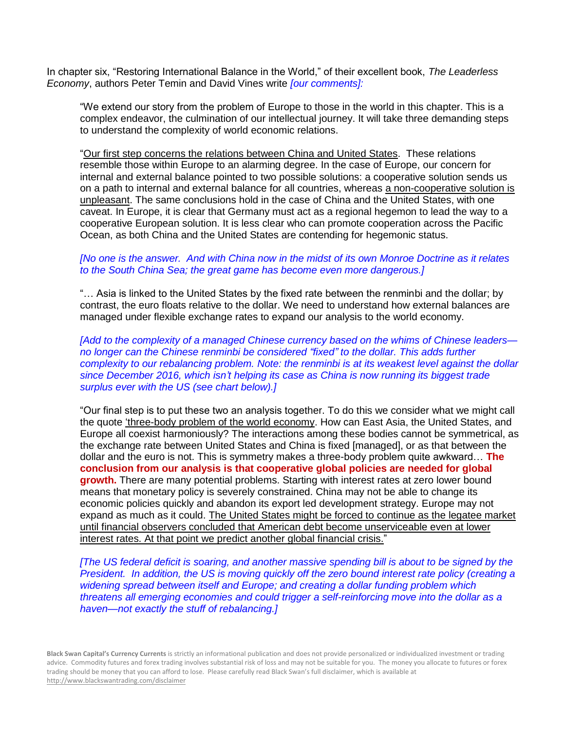In chapter six, "Restoring International Balance in the World," of their excellent book, *The Leaderless Economy*, authors Peter Temin and David Vines write *[our comments]:*

> "We extend our story from the problem of Europe to those in the world in this chapter. This is a complex endeavor, the culmination of our intellectual journey. It will take three demanding steps to understand the complexity of world economic relations.
>
> "Our first step concerns the relations between China and United States. These relations resemble those within Europe to an alarming degree. In the case of Europe, our concern for internal and external balance pointed to two possible solutions: a cooperative solution sends us on a path to internal and external balance for all countries, whereas a non-cooperative solution is unpleasant. The same conclusions hold in the case of China and the United States, with one caveat. In Europe, it is clear that Germany must act as a regional hegemon to lead the way to a cooperative European solution. It is less clear who can promote cooperation across the Pacific Ocean, as both China and the United States are contending for hegemonic status.
>
> *[No one is the answer. And with China now in the midst of its own Monroe Doctrine as it relates to the South China Sea; the great game has become even more dangerous.]*
>
> "… Asia is linked to the United States by the fixed rate between the renminbi and the dollar; by contrast, the euro floats relative to the dollar. We need to understand how external balances are managed under flexible exchange rates to expand our analysis to the world economy.
>
> *[Add to the complexity of a managed Chinese currency based on the whims of Chinese leaders—no longer can the Chinese renminbi be considered "fixed" to the dollar. This adds further complexity to our rebalancing problem. Note: the renminbi is at its weakest level against the dollar since December 2016, which isn't helping its case as China is now running its biggest trade surplus ever with the US (see chart below).]*
>
> "Our final step is to put these two an analysis together. To do this we consider what we might call the quote 'three-body problem of the world economy. How can East Asia, the United States, and Europe all coexist harmoniously? The interactions among these bodies cannot be symmetrical, as the exchange rate between United States and China is fixed [managed], or as that between the dollar and the euro is not. This is symmetry makes a three-body problem quite awkward… **The conclusion from our analysis is that cooperative global policies are needed for global growth.** There are many potential problems. Starting with interest rates at zero lower bound means that monetary policy is severely constrained. China may not be able to change its economic policies quickly and abandon its export led development strategy. Europe may not expand as much as it could. The United States might be forced to continue as the legatee market until financial observers concluded that American debt become unserviceable even at lower interest rates. At that point we predict another global financial crisis."
>
> *[The US federal deficit is soaring, and another massive spending bill is about to be signed by the President. In addition, the US is moving quickly off the zero bound interest rate policy (creating a widening spread between itself and Europe; and creating a dollar funding problem which threatens all emerging economies and could trigger a self-reinforcing move into the dollar as a haven—not exactly the stuff of rebalancing.]*

**Black Swan Capital's Currency Currents** is strictly an informational publication and does not provide personalized or individualized investment or trading advice. Commodity futures and forex trading involves substantial risk of loss and may not be suitable for you. The money you allocate to futures or forex trading should be money that you can afford to lose. Please carefully read Black Swan's full disclaimer, which is available at http://www.blackswantrading.com/disclaimer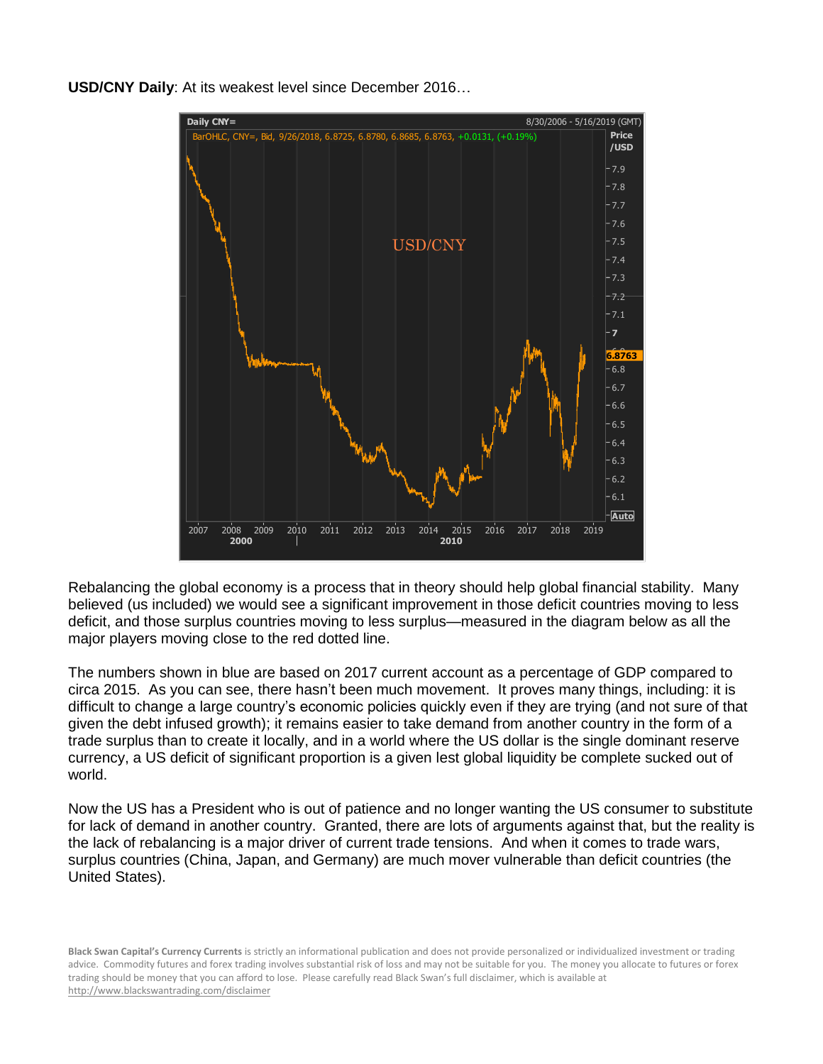**USD/CNY Daily**: At its weakest level since December 2016…

Rebalancing the global economy is a process that in theory should help global financial stability. Many believed (us included) we would see a significant improvement in those deficit countries moving to less deficit, and those surplus countries moving to less surplus—measured in the diagram below as all the major players moving close to the red dotted line.

The numbers shown in blue are based on 2017 current account as a percentage of GDP compared to circa 2015. As you can see, there hasn't been much movement. It proves many things, including: it is difficult to change a large country's economic policies quickly even if they are trying (and not sure of that given the debt infused growth); it remains easier to take demand from another country in the form of a trade surplus than to create it locally, and in a world where the US dollar is the single dominant reserve currency, a US deficit of significant proportion is a given lest global liquidity be complete sucked out of world.

Now the US has a President who is out of patience and no longer wanting the US consumer to substitute for lack of demand in another country. Granted, there are lots of arguments against that, but the reality is the lack of rebalancing is a major driver of current trade tensions. And when it comes to trade wars, surplus countries (China, Japan, and Germany) are much mover vulnerable than deficit countries (the United States).

**Black Swan Capital's Currency Currents** is strictly an informational publication and does not provide personalized or individualized investment or trading advice. Commodity futures and forex trading involves substantial risk of loss and may not be suitable for you. The money you allocate to futures or forex trading should be money that you can afford to lose. Please carefully read Black Swan's full disclaimer, which is available at http://www.blackswantrading.com/disclaimer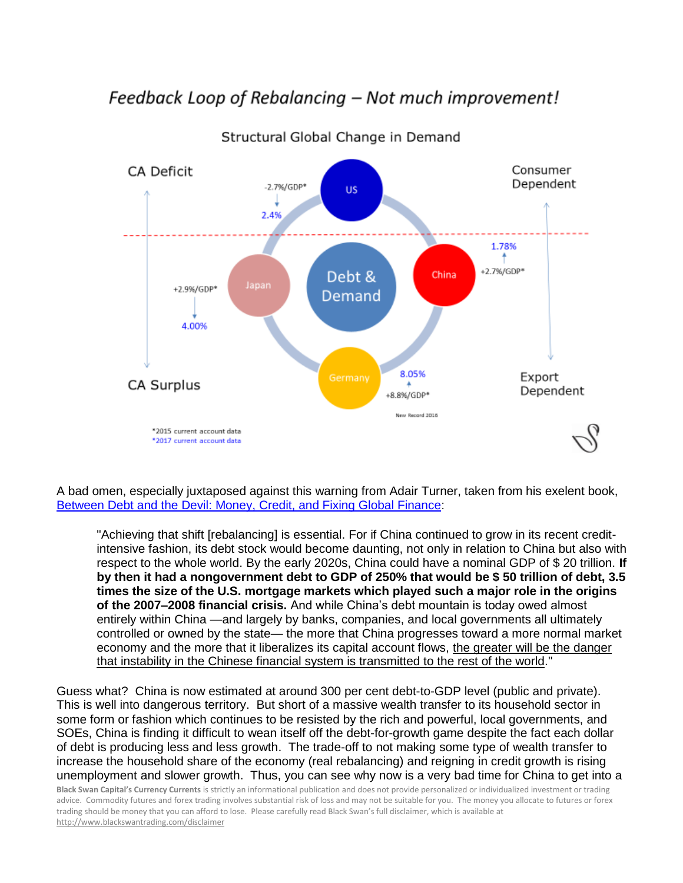## *Feedback Loop of Rebalancing – Not much improvement!*

Structural Global Change in Demand

CA Deficit

CA Surplus

Consumer Dependent

Export Dependent

Debt & Demand

US: -2.7%/GDP* → 2.4%

China: +2.7%/GDP* → 1.78%

Japan: +2.9%/GDP* → 4.00%

Germany: +8.8%/GDP* → 8.05%

New Record 2016

*2015 current account data
*2017 current account data

A bad omen, especially juxtaposed against this warning from Adair Turner, taken from his exelent book, [Between Debt and the Devil: Money, Credit, and Fixing Global Finance](#):

> "Achieving that shift [rebalancing] is essential. For if China continued to grow in its recent credit-intensive fashion, its debt stock would become daunting, not only in relation to China but also with respect to the whole world. By the early 2020s, China could have a nominal GDP of $ 20 trillion. **If by then it had a nongovernment debt to GDP of 250% that would be $ 50 trillion of debt, 3.5 times the size of the U.S. mortgage markets which played such a major role in the origins of the 2007–2008 financial crisis.** And while China's debt mountain is today owed almost entirely within China —and largely by banks, companies, and local governments all ultimately controlled or owned by the state— the more that China progresses toward a more normal market economy and the more that it liberalizes its capital account flows, the greater will be the danger that instability in the Chinese financial system is transmitted to the rest of the world."

Guess what? China is now estimated at around 300 per cent debt-to-GDP level (public and private). This is well into dangerous territory. But short of a massive wealth transfer to its household sector in some form or fashion which continues to be resisted by the rich and powerful, local governments, and SOEs, China is finding it difficult to wean itself off the debt-for-growth game despite the fact each dollar of debt is producing less and less growth. The trade-off to not making some type of wealth transfer to increase the household share of the economy (real rebalancing) and reigning in credit growth is rising unemployment and slower growth. Thus, you can see why now is a very bad time for China to get into a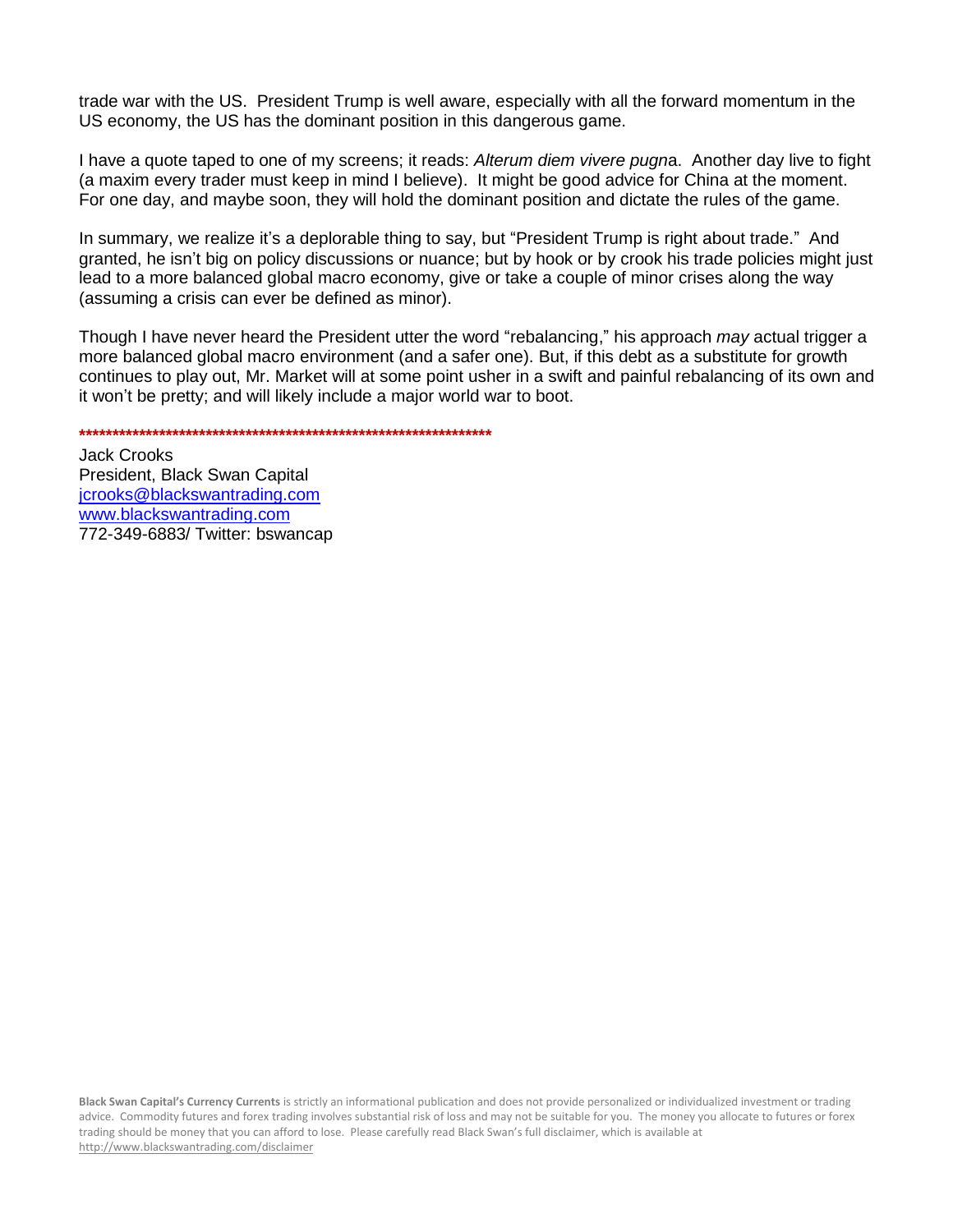trade war with the US. President Trump is well aware, especially with all the forward momentum in the US economy, the US has the dominant position in this dangerous game.

I have a quote taped to one of my screens; it reads: *Alterum diem vivere pugn*a. Another day live to fight (a maxim every trader must keep in mind I believe). It might be good advice for China at the moment. For one day, and maybe soon, they will hold the dominant position and dictate the rules of the game.

In summary, we realize it's a deplorable thing to say, but "President Trump is right about trade." And granted, he isn't big on policy discussions or nuance; but by hook or by crook his trade policies might just lead to a more balanced global macro economy, give or take a couple of minor crises along the way (assuming a crisis can ever be defined as minor).

Though I have never heard the President utter the word "rebalancing," his approach *may* actual trigger a more balanced global macro environment (and a safer one). But, if this debt as a substitute for growth continues to play out, Mr. Market will at some point usher in a swift and painful rebalancing of its own and it won't be pretty; and will likely include a major world war to boot.

**************************************************************

Jack Crooks
President, Black Swan Capital
jcrooks@blackswantrading.com
www.blackswantrading.com
772-349-6883/ Twitter: bswancap

**Black Swan Capital's Currency Currents** is strictly an informational publication and does not provide personalized or individualized investment or trading advice. Commodity futures and forex trading involves substantial risk of loss and may not be suitable for you. The money you allocate to futures or forex trading should be money that you can afford to lose. Please carefully read Black Swan's full disclaimer, which is available at http://www.blackswantrading.com/disclaimer